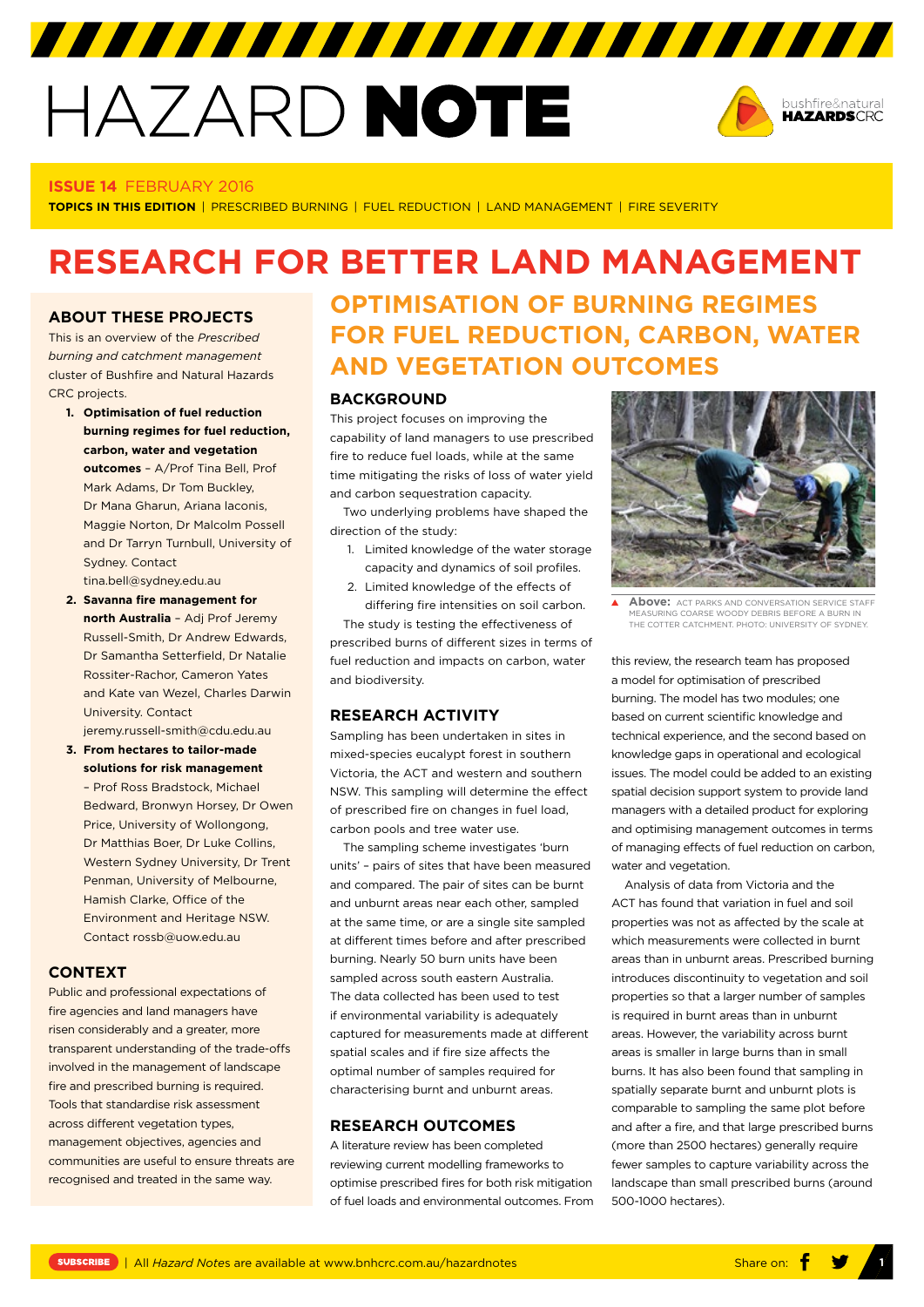# HAZARD NOTE

**ISSUE 14** FEBRUARY 2016

**TOPICS IN THIS EDITION** | PRESCRIBED BURNING | FUEL REDUCTION | LAND MANAGEMENT | FIRE SEVERITY

# RESEARCH FOR BETTER LAND MANAGEMENT

## ABOUT THESE PROJECTS

This is an overview of the *Prescribed burning and catchment management* cluster of Bushfire and Natural Hazards CRC projects.

1. **Optimisation of fuel reduction burning regimes for fuel reduction, carbon, water and vegetation outcomes** – A/Prof Tina Bell, Prof Mark Adams, Dr Tom Buckley, Dr Mana Gharun, Ariana Iaconis, Maggie Norton, Dr Malcolm Possell and Dr Tarryn Turnbull, University of Sydney. Contact tina.bell@sydney.edu.au
2. **Savanna fire management for north Australia** – Adj Prof Jeremy Russell-Smith, Dr Andrew Edwards, Dr Samantha Setterfield, Dr Natalie Rossiter-Rachor, Cameron Yates and Kate van Wezel, Charles Darwin University. Contact jeremy.russell-smith@cdu.edu.au
3. **From hectares to tailor-made solutions for risk management** – Prof Ross Bradstock, Michael Bedward, Bronwyn Horsey, Dr Owen Price, University of Wollongong, Dr Matthias Boer, Dr Luke Collins, Western Sydney University, Dr Trent Penman, University of Melbourne, Hamish Clarke, Office of the Environment and Heritage NSW. Contact rossb@uow.edu.au

## CONTEXT

Public and professional expectations of fire agencies and land managers have risen considerably and a greater, more transparent understanding of the trade-offs involved in the management of landscape fire and prescribed burning is required. Tools that standardise risk assessment across different vegetation types, management objectives, agencies and communities are useful to ensure threats are recognised and treated in the same way.

## OPTIMISATION OF BURNING REGIMES FOR FUEL REDUCTION, CARBON, WATER AND VEGETATION OUTCOMES

### BACKGROUND

This project focuses on improving the capability of land managers to use prescribed fire to reduce fuel loads, while at the same time mitigating the risks of loss of water yield and carbon sequestration capacity.

Two underlying problems have shaped the direction of the study:

1. Limited knowledge of the water storage capacity and dynamics of soil profiles.
2. Limited knowledge of the effects of differing fire intensities on soil carbon.

The study is testing the effectiveness of prescribed burns of different sizes in terms of fuel reduction and impacts on carbon, water and biodiversity.

**Above:** ACT PARKS AND CONVERSATION SERVICE STAFF MEASURING COARSE WOODY DEBRIS BEFORE A BURN IN THE COTTER CATCHMENT. PHOTO: UNIVERSITY OF SYDNEY.

### RESEARCH ACTIVITY

Sampling has been undertaken in sites in mixed-species eucalypt forest in southern Victoria, the ACT and western and southern NSW. This sampling will determine the effect of prescribed fire on changes in fuel load, carbon pools and tree water use.

The sampling scheme investigates 'burn units' – pairs of sites that have been measured and compared. The pair of sites can be burnt and unburnt areas near each other, sampled at the same time, or are a single site sampled at different times before and after prescribed burning. Nearly 50 burn units have been sampled across south eastern Australia. The data collected has been used to test if environmental variability is adequately captured for measurements made at different spatial scales and if fire size affects the optimal number of samples required for characterising burnt and unburnt areas.

### RESEARCH OUTCOMES

A literature review has been completed reviewing current modelling frameworks to optimise prescribed fires for both risk mitigation of fuel loads and environmental outcomes. From this review, the research team has proposed a model for optimisation of prescribed burning. The model has two modules; one based on current scientific knowledge and technical experience, and the second based on knowledge gaps in operational and ecological issues. The model could be added to an existing spatial decision support system to provide land managers with a detailed product for exploring and optimising management outcomes in terms of managing effects of fuel reduction on carbon, water and vegetation.

Analysis of data from Victoria and the ACT has found that variation in fuel and soil properties was not as affected by the scale at which measurements were collected in burnt areas than in unburnt areas. Prescribed burning introduces discontinuity to vegetation and soil properties so that a larger number of samples is required in burnt areas than in unburnt areas. However, the variability across burnt areas is smaller in large burns than in small burns. It has also been found that sampling in spatially separate burnt and unburnt plots is comparable to sampling the same plot before and after a fire, and that large prescribed burns (more than 2500 hectares) generally require fewer samples to capture variability across the landscape than small prescribed burns (around 500-1000 hectares).

SUBSCRIBE | All *Hazard Notes* are available at www.bnhcrc.com.au/hazardnotes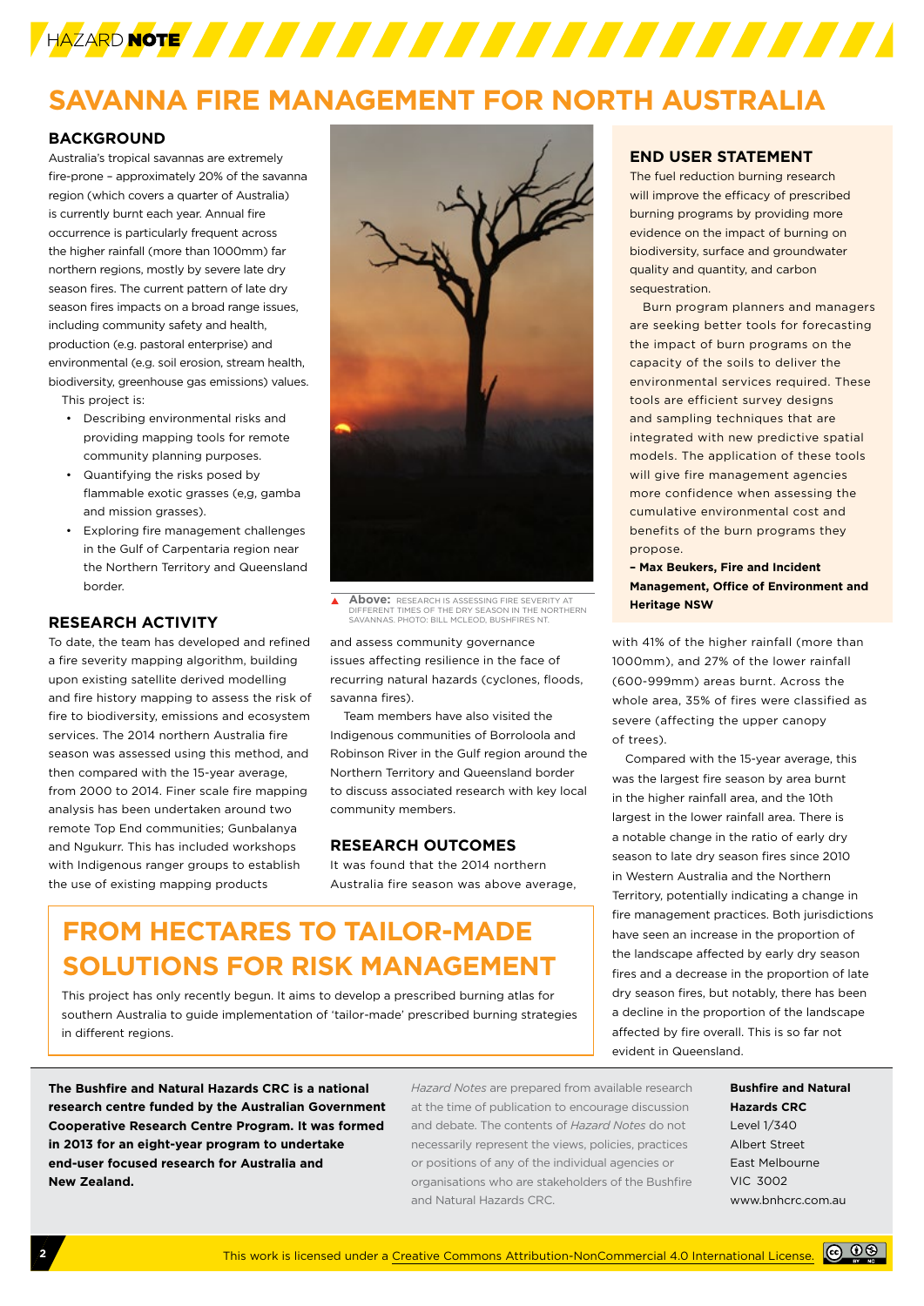# SAVANNA FIRE MANAGEMENT FOR NORTH AUSTRALIA

## BACKGROUND

Australia's tropical savannas are extremely fire-prone – approximately 20% of the savanna region (which covers a quarter of Australia) is currently burnt each year. Annual fire occurrence is particularly frequent across the higher rainfall (more than 1000mm) far northern regions, mostly by severe late dry season fires. The current pattern of late dry season fires impacts on a broad range issues, including community safety and health, production (e.g. pastoral enterprise) and environmental (e.g. soil erosion, stream health, biodiversity, greenhouse gas emissions) values.

This project is:

- Describing environmental risks and providing mapping tools for remote community planning purposes.
- Quantifying the risks posed by flammable exotic grasses (e,g, gamba and mission grasses).
- Exploring fire management challenges in the Gulf of Carpentaria region near the Northern Territory and Queensland border.

**Above:** RESEARCH IS ASSESSING FIRE SEVERITY AT DIFFERENT TIMES OF THE DRY SEASON IN THE NORTHERN SAVANNAS. PHOTO: BILL MCLEOD, BUSHFIRES NT.

## RESEARCH ACTIVITY

To date, the team has developed and refined a fire severity mapping algorithm, building upon existing satellite derived modelling and fire history mapping to assess the risk of fire to biodiversity, emissions and ecosystem services. The 2014 northern Australia fire season was assessed using this method, and then compared with the 15-year average, from 2000 to 2014. Finer scale fire mapping analysis has been undertaken around two remote Top End communities; Gunbalanya and Ngukurr. This has included workshops with Indigenous ranger groups to establish the use of existing mapping products and assess community governance issues affecting resilience in the face of recurring natural hazards (cyclones, floods, savanna fires).

Team members have also visited the Indigenous communities of Borroloola and Robinson River in the Gulf region around the Northern Territory and Queensland border to discuss associated research with key local community members.

## RESEARCH OUTCOMES

It was found that the 2014 northern Australia fire season was above average, with 41% of the higher rainfall (more than 1000mm), and 27% of the lower rainfall (600-999mm) areas burnt. Across the whole area, 35% of fires were classified as severe (affecting the upper canopy of trees).

Compared with the 15-year average, this was the largest fire season by area burnt in the higher rainfall area, and the 10th largest in the lower rainfall area. There is a notable change in the ratio of early dry season to late dry season fires since 2010 in Western Australia and the Northern Territory, potentially indicating a change in fire management practices. Both jurisdictions have seen an increase in the proportion of the landscape affected by early dry season fires and a decrease in the proportion of late dry season fires, but notably, there has been a decline in the proportion of the landscape affected by fire overall. This is so far not evident in Queensland.

## END USER STATEMENT

The fuel reduction burning research will improve the efficacy of prescribed burning programs by providing more evidence on the impact of burning on biodiversity, surface and groundwater quality and quantity, and carbon sequestration.

Burn program planners and managers are seeking better tools for forecasting the impact of burn programs on the capacity of the soils to deliver the environmental services required. These tools are efficient survey designs and sampling techniques that are integrated with new predictive spatial models. The application of these tools will give fire management agencies more confidence when assessing the cumulative environmental cost and benefits of the burn programs they propose.

**– Max Beukers, Fire and Incident Management, Office of Environment and Heritage NSW**

# FROM HECTARES TO TAILOR-MADE SOLUTIONS FOR RISK MANAGEMENT

This project has only recently begun. It aims to develop a prescribed burning atlas for southern Australia to guide implementation of 'tailor-made' prescribed burning strategies in different regions.

**The Bushfire and Natural Hazards CRC is a national research centre funded by the Australian Government Cooperative Research Centre Program. It was formed in 2013 for an eight-year program to undertake end-user focused research for Australia and New Zealand.**

*Hazard Notes* are prepared from available research at the time of publication to encourage discussion and debate. The contents of *Hazard Notes* do not necessarily represent the views, policies, practices or positions of any of the individual agencies or organisations who are stakeholders of the Bushfire and Natural Hazards CRC.

**Bushfire and Natural Hazards CRC**
Level 1/340
Albert Street
East Melbourne
VIC 3002
www.bnhcrc.com.au

This work is licensed under a Creative Commons Attribution-NonCommercial 4.0 International License.